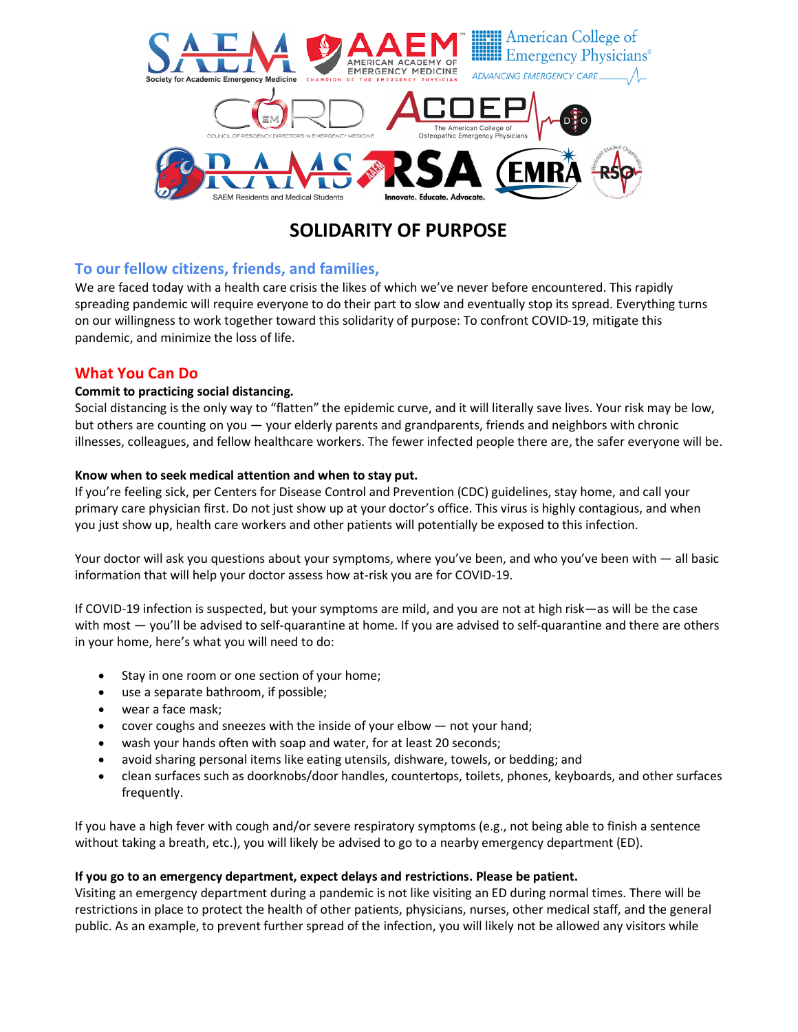# SOLIDARITY OF PURPOSE

## To our fellow citizens, friends, and families,

We are faced today with a health care crisis the likes of which we've never before encountered. This rapidly spreading pandemic will require everyone to do their part to slow and eventually stop its spread. Everything turns on our willingness to work together toward this solidarity of purpose: To confront COVID-19, mitigate this pandemic, and minimize the loss of life.

## What You Can Do

**Commit to practicing social distancing.**

Social distancing is the only way to "flatten" the epidemic curve, and it will literally save lives. Your risk may be low, but others are counting on you — your elderly parents and grandparents, friends and neighbors with chronic illnesses, colleagues, and fellow healthcare workers. The fewer infected people there are, the safer everyone will be.

**Know when to seek medical attention and when to stay put.**

If you're feeling sick, per Centers for Disease Control and Prevention (CDC) guidelines, stay home, and call your primary care physician first. Do not just show up at your doctor's office. This virus is highly contagious, and when you just show up, health care workers and other patients will potentially be exposed to this infection.

Your doctor will ask you questions about your symptoms, where you've been, and who you've been with — all basic information that will help your doctor assess how at-risk you are for COVID-19.

If COVID-19 infection is suspected, but your symptoms are mild, and you are not at high risk—as will be the case with most — you'll be advised to self-quarantine at home. If you are advised to self-quarantine and there are others in your home, here's what you will need to do:

- Stay in one room or one section of your home;
- use a separate bathroom, if possible;
- wear a face mask;
- cover coughs and sneezes with the inside of your elbow — not your hand;
- wash your hands often with soap and water, for at least 20 seconds;
- avoid sharing personal items like eating utensils, dishware, towels, or bedding; and
- clean surfaces such as doorknobs/door handles, countertops, toilets, phones, keyboards, and other surfaces frequently.

If you have a high fever with cough and/or severe respiratory symptoms (e.g., not being able to finish a sentence without taking a breath, etc.), you will likely be advised to go to a nearby emergency department (ED).

**If you go to an emergency department, expect delays and restrictions. Please be patient.**

Visiting an emergency department during a pandemic is not like visiting an ED during normal times. There will be restrictions in place to protect the health of other patients, physicians, nurses, other medical staff, and the general public. As an example, to prevent further spread of the infection, you will likely not be allowed any visitors while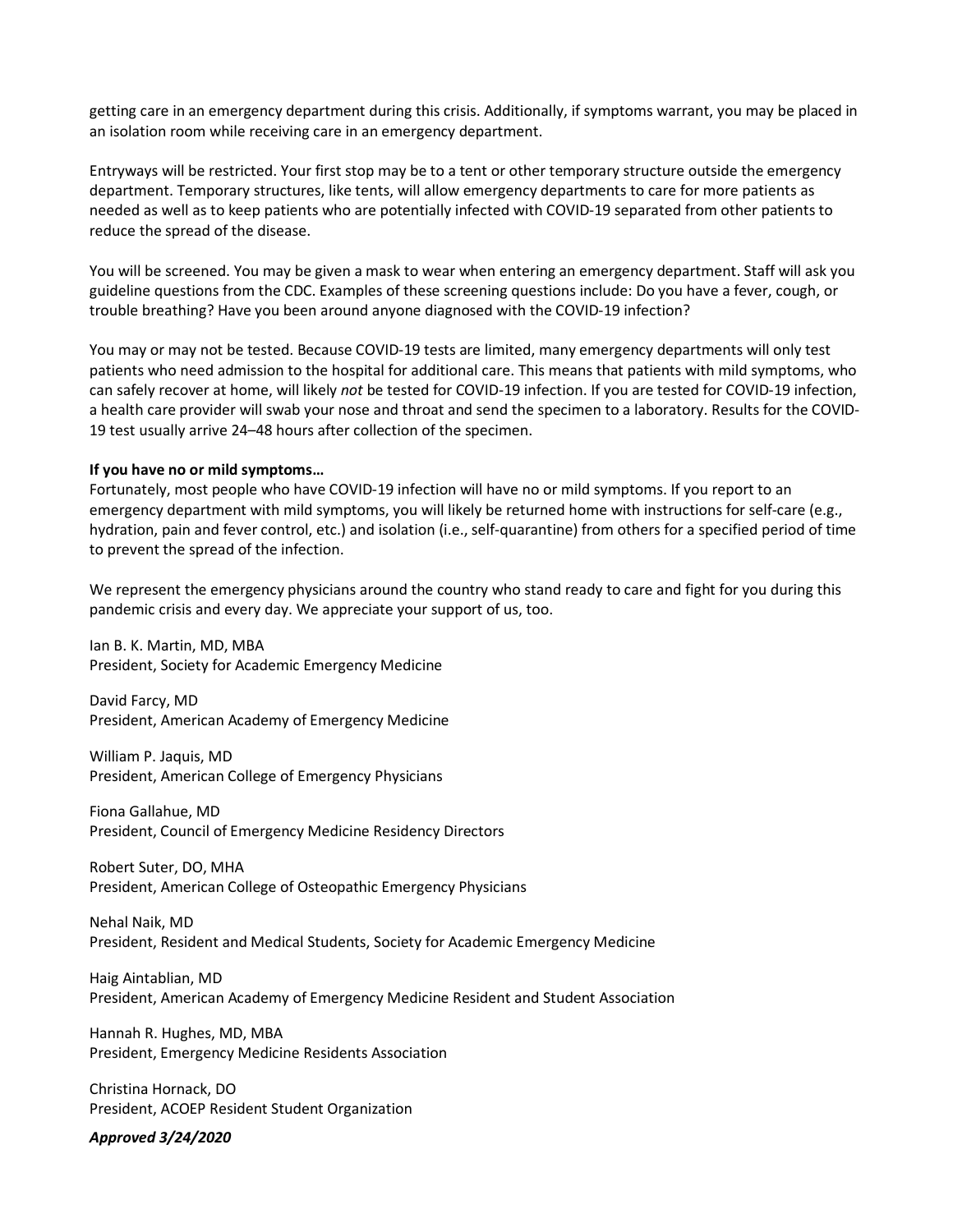getting care in an emergency department during this crisis. Additionally, if symptoms warrant, you may be placed in an isolation room while receiving care in an emergency department.

Entryways will be restricted. Your first stop may be to a tent or other temporary structure outside the emergency department. Temporary structures, like tents, will allow emergency departments to care for more patients as needed as well as to keep patients who are potentially infected with COVID-19 separated from other patients to reduce the spread of the disease.

You will be screened. You may be given a mask to wear when entering an emergency department. Staff will ask you guideline questions from the CDC. Examples of these screening questions include: Do you have a fever, cough, or trouble breathing? Have you been around anyone diagnosed with the COVID-19 infection?

You may or may not be tested. Because COVID-19 tests are limited, many emergency departments will only test patients who need admission to the hospital for additional care. This means that patients with mild symptoms, who can safely recover at home, will likely *not* be tested for COVID-19 infection. If you are tested for COVID-19 infection, a health care provider will swab your nose and throat and send the specimen to a laboratory. Results for the COVID-19 test usually arrive 24–48 hours after collection of the specimen.

**If you have no or mild symptoms…**

Fortunately, most people who have COVID-19 infection will have no or mild symptoms. If you report to an emergency department with mild symptoms, you will likely be returned home with instructions for self-care (e.g., hydration, pain and fever control, etc.) and isolation (i.e., self-quarantine) from others for a specified period of time to prevent the spread of the infection.

We represent the emergency physicians around the country who stand ready to care and fight for you during this pandemic crisis and every day. We appreciate your support of us, too.

Ian B. K. Martin, MD, MBA
President, Society for Academic Emergency Medicine

David Farcy, MD
President, American Academy of Emergency Medicine

William P. Jaquis, MD
President, American College of Emergency Physicians

Fiona Gallahue, MD
President, Council of Emergency Medicine Residency Directors

Robert Suter, DO, MHA
President, American College of Osteopathic Emergency Physicians

Nehal Naik, MD
President, Resident and Medical Students, Society for Academic Emergency Medicine

Haig Aintablian, MD
President, American Academy of Emergency Medicine Resident and Student Association

Hannah R. Hughes, MD, MBA
President, Emergency Medicine Residents Association

Christina Hornack, DO
President, ACOEP Resident Student Organization

***Approved 3/24/2020***